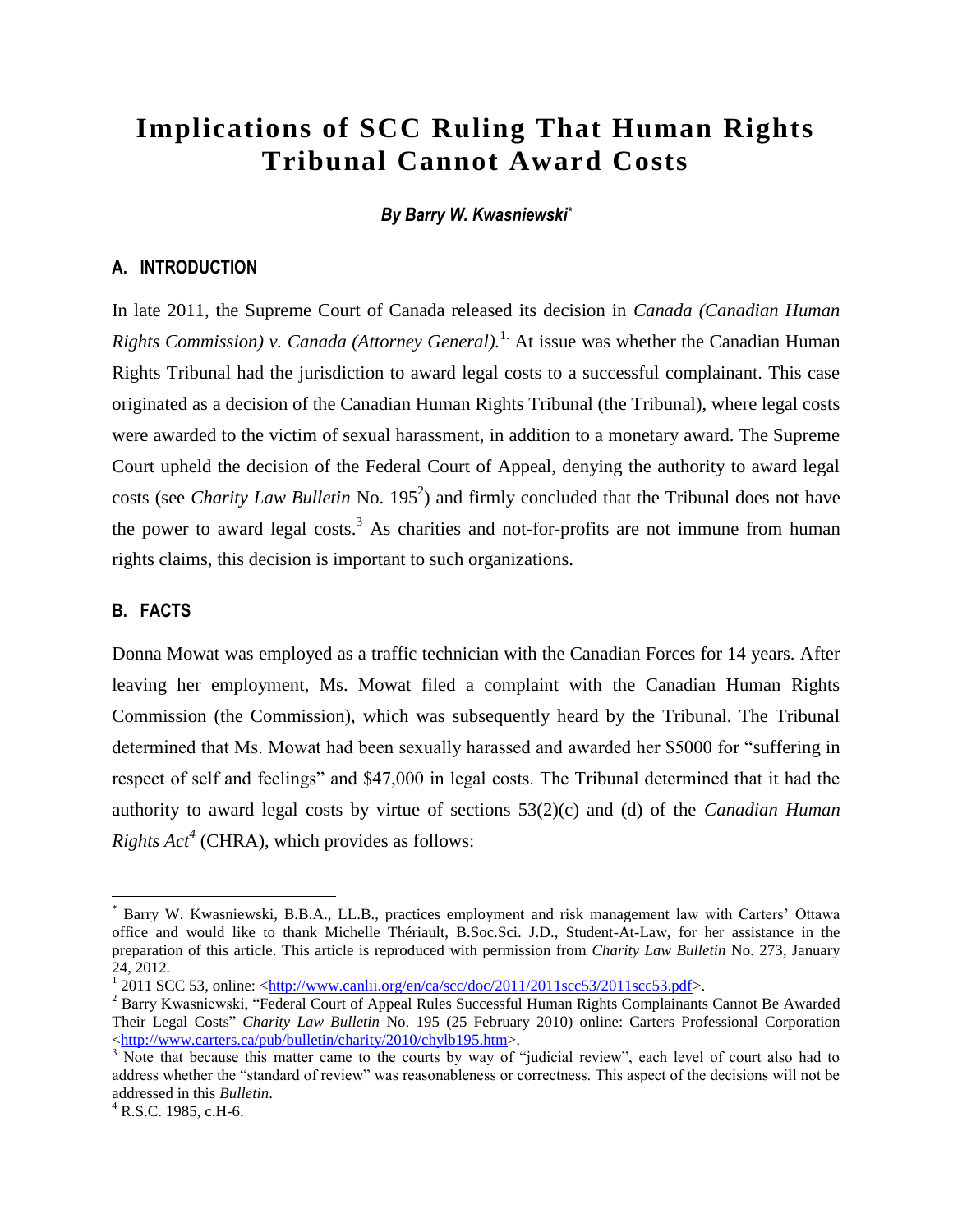# Implications of SCC Ruling That Human Rights Tribunal Cannot Award Costs

*By Barry W. Kwasniewski[*]*

## A. INTRODUCTION

In late 2011, the Supreme Court of Canada released its decision in *Canada (Canadian Human Rights Commission) v. Canada (Attorney General).*[1] At issue was whether the Canadian Human Rights Tribunal had the jurisdiction to award legal costs to a successful complainant. This case originated as a decision of the Canadian Human Rights Tribunal (the Tribunal), where legal costs were awarded to the victim of sexual harassment, in addition to a monetary award. The Supreme Court upheld the decision of the Federal Court of Appeal, denying the authority to award legal costs (see *Charity Law Bulletin* No. 195[2]) and firmly concluded that the Tribunal does not have the power to award legal costs.[3] As charities and not-for-profits are not immune from human rights claims, this decision is important to such organizations.

## B. FACTS

Donna Mowat was employed as a traffic technician with the Canadian Forces for 14 years. After leaving her employment, Ms. Mowat filed a complaint with the Canadian Human Rights Commission (the Commission), which was subsequently heard by the Tribunal. The Tribunal determined that Ms. Mowat had been sexually harassed and awarded her $5000 for "suffering in respect of self and feelings" and $47,000 in legal costs. The Tribunal determined that it had the authority to award legal costs by virtue of sections 53(2)(c) and (d) of the *Canadian Human Rights Act*[4] (CHRA), which provides as follows:

---

[*] Barry W. Kwasniewski, B.B.A., LL.B., practices employment and risk management law with Carters' Ottawa office and would like to thank Michelle Thériault, B.Soc.Sci. J.D., Student-At-Law, for her assistance in the preparation of this article. This article is reproduced with permission from *Charity Law Bulletin* No. 273, January 24, 2012.

[1] 2011 SCC 53, online: <http://www.canlii.org/en/ca/scc/doc/2011/2011scc53/2011scc53.pdf>.

[2] Barry Kwasniewski, "Federal Court of Appeal Rules Successful Human Rights Complainants Cannot Be Awarded Their Legal Costs" *Charity Law Bulletin* No. 195 (25 February 2010) online: Carters Professional Corporation <http://www.carters.ca/pub/bulletin/charity/2010/chylb195.htm>.

[3] Note that because this matter came to the courts by way of "judicial review", each level of court also had to address whether the "standard of review" was reasonableness or correctness. This aspect of the decisions will not be addressed in this *Bulletin*.

[4] R.S.C. 1985, c.H-6.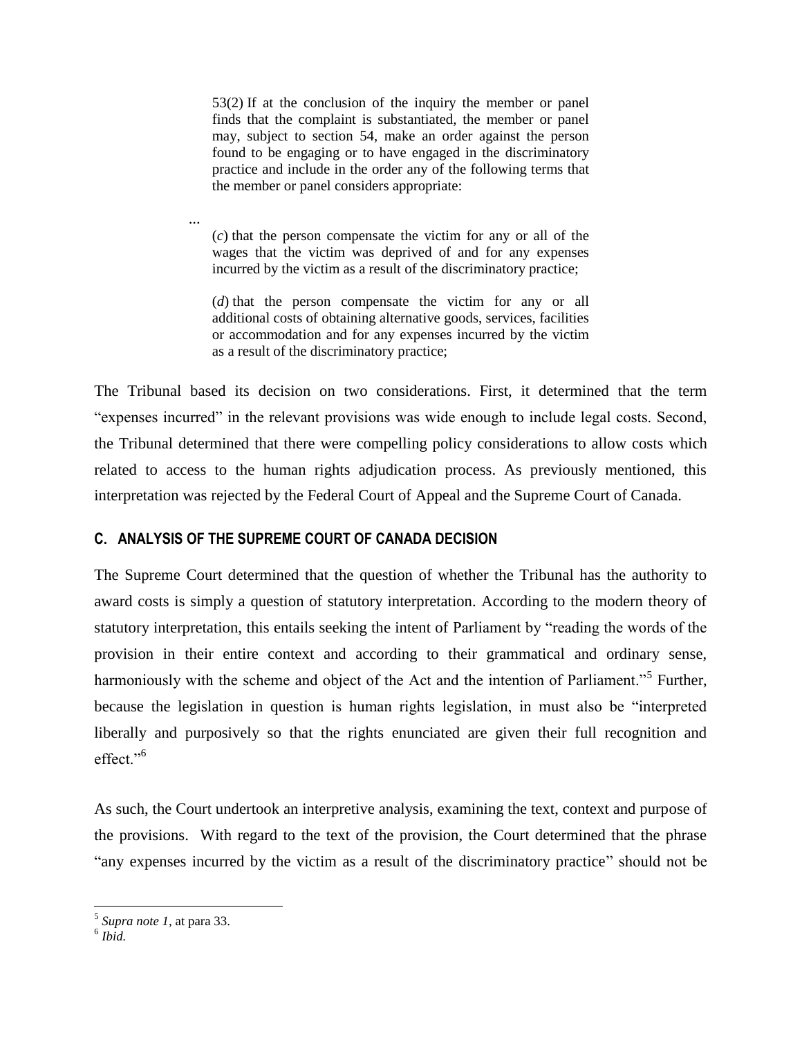> 53(2) If at the conclusion of the inquiry the member or panel finds that the complaint is substantiated, the member or panel may, subject to section 54, make an order against the person found to be engaging or to have engaged in the discriminatory practice and include in the order any of the following terms that the member or panel considers appropriate:
>
> ...
>
> (*c*) that the person compensate the victim for any or all of the wages that the victim was deprived of and for any expenses incurred by the victim as a result of the discriminatory practice;
>
> (*d*) that the person compensate the victim for any or all additional costs of obtaining alternative goods, services, facilities or accommodation and for any expenses incurred by the victim as a result of the discriminatory practice;

The Tribunal based its decision on two considerations. First, it determined that the term "expenses incurred" in the relevant provisions was wide enough to include legal costs. Second, the Tribunal determined that there were compelling policy considerations to allow costs which related to access to the human rights adjudication process. As previously mentioned, this interpretation was rejected by the Federal Court of Appeal and the Supreme Court of Canada.

## C. ANALYSIS OF THE SUPREME COURT OF CANADA DECISION

The Supreme Court determined that the question of whether the Tribunal has the authority to award costs is simply a question of statutory interpretation. According to the modern theory of statutory interpretation, this entails seeking the intent of Parliament by "reading the words of the provision in their entire context and according to their grammatical and ordinary sense, harmoniously with the scheme and object of the Act and the intention of Parliament."[5] Further, because the legislation in question is human rights legislation, in must also be "interpreted liberally and purposively so that the rights enunciated are given their full recognition and effect."[6]

As such, the Court undertook an interpretive analysis, examining the text, context and purpose of the provisions. With regard to the text of the provision, the Court determined that the phrase "any expenses incurred by the victim as a result of the discriminatory practice" should not be

---

[5] *Supra note 1,* at para 33.

[6] *Ibid.*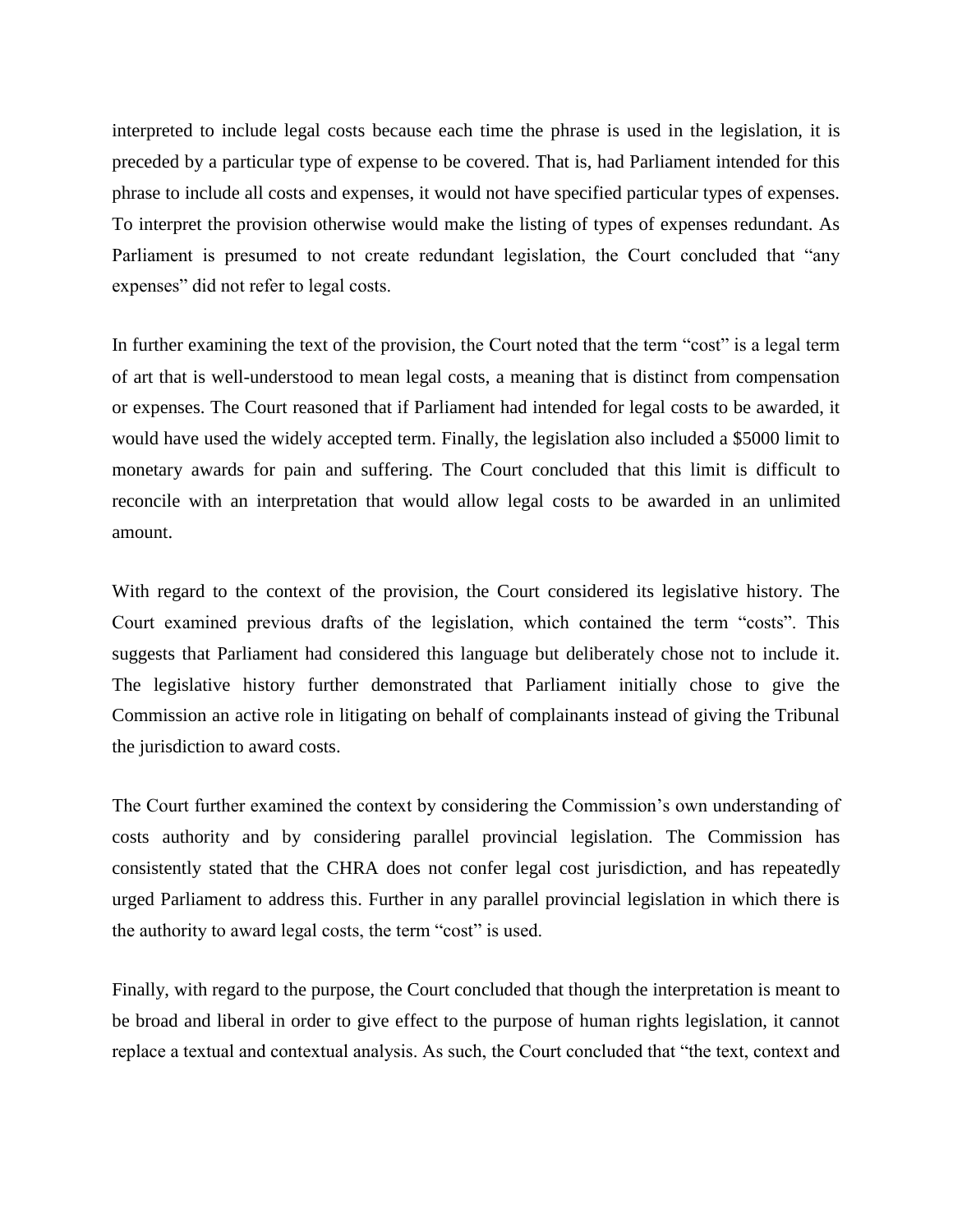interpreted to include legal costs because each time the phrase is used in the legislation, it is preceded by a particular type of expense to be covered. That is, had Parliament intended for this phrase to include all costs and expenses, it would not have specified particular types of expenses. To interpret the provision otherwise would make the listing of types of expenses redundant. As Parliament is presumed to not create redundant legislation, the Court concluded that "any expenses" did not refer to legal costs.

In further examining the text of the provision, the Court noted that the term "cost" is a legal term of art that is well-understood to mean legal costs, a meaning that is distinct from compensation or expenses. The Court reasoned that if Parliament had intended for legal costs to be awarded, it would have used the widely accepted term. Finally, the legislation also included a $5000 limit to monetary awards for pain and suffering. The Court concluded that this limit is difficult to reconcile with an interpretation that would allow legal costs to be awarded in an unlimited amount.

With regard to the context of the provision, the Court considered its legislative history. The Court examined previous drafts of the legislation, which contained the term "costs". This suggests that Parliament had considered this language but deliberately chose not to include it. The legislative history further demonstrated that Parliament initially chose to give the Commission an active role in litigating on behalf of complainants instead of giving the Tribunal the jurisdiction to award costs.

The Court further examined the context by considering the Commission's own understanding of costs authority and by considering parallel provincial legislation. The Commission has consistently stated that the CHRA does not confer legal cost jurisdiction, and has repeatedly urged Parliament to address this. Further in any parallel provincial legislation in which there is the authority to award legal costs, the term "cost" is used.

Finally, with regard to the purpose, the Court concluded that though the interpretation is meant to be broad and liberal in order to give effect to the purpose of human rights legislation, it cannot replace a textual and contextual analysis. As such, the Court concluded that "the text, context and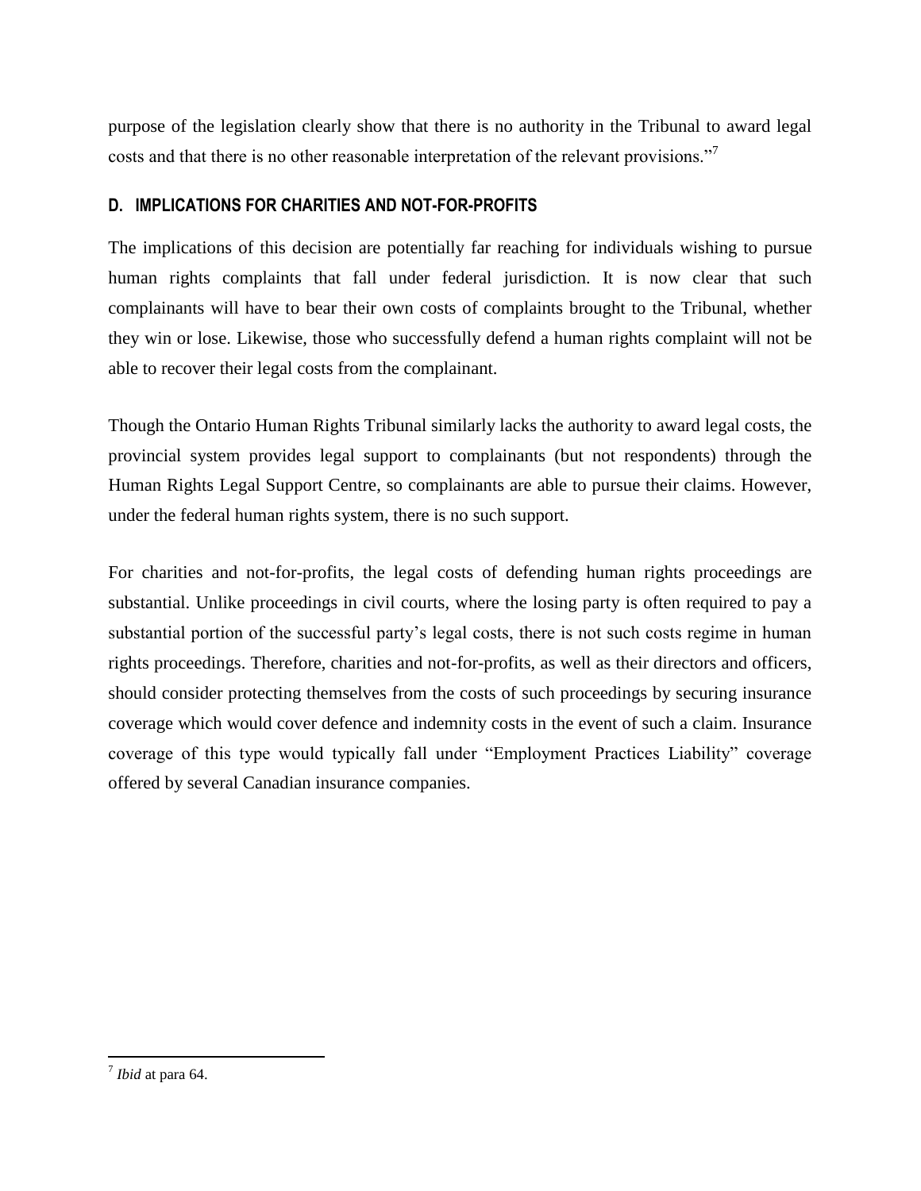purpose of the legislation clearly show that there is no authority in the Tribunal to award legal costs and that there is no other reasonable interpretation of the relevant provisions."[7]

## D. IMPLICATIONS FOR CHARITIES AND NOT-FOR-PROFITS

The implications of this decision are potentially far reaching for individuals wishing to pursue human rights complaints that fall under federal jurisdiction. It is now clear that such complainants will have to bear their own costs of complaints brought to the Tribunal, whether they win or lose. Likewise, those who successfully defend a human rights complaint will not be able to recover their legal costs from the complainant.

Though the Ontario Human Rights Tribunal similarly lacks the authority to award legal costs, the provincial system provides legal support to complainants (but not respondents) through the Human Rights Legal Support Centre, so complainants are able to pursue their claims. However, under the federal human rights system, there is no such support.

For charities and not-for-profits, the legal costs of defending human rights proceedings are substantial. Unlike proceedings in civil courts, where the losing party is often required to pay a substantial portion of the successful party's legal costs, there is not such costs regime in human rights proceedings. Therefore, charities and not-for-profits, as well as their directors and officers, should consider protecting themselves from the costs of such proceedings by securing insurance coverage which would cover defence and indemnity costs in the event of such a claim. Insurance coverage of this type would typically fall under "Employment Practices Liability" coverage offered by several Canadian insurance companies.

---

[7] *Ibid* at para 64.